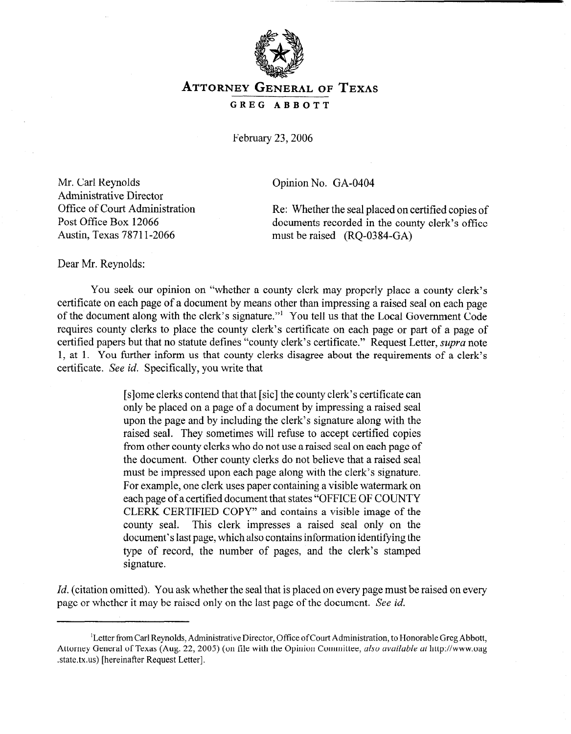# ATTORNEY GENERAL OF TEXAS

## GREG ABBOTT

February 23, 2006

Mr. Carl Reynolds
Administrative Director
Office of Court Administration
Post Office Box 12066
Austin, Texas 78711-2066

Opinion No. GA-0404

Re: Whether the seal placed on certified copies of documents recorded in the county clerk's office must be raised (RQ-0384-GA)

Dear Mr. Reynolds:

You seek our opinion on "whether a county clerk may properly place a county clerk's certificate on each page of a document by means other than impressing a raised seal on each page of the document along with the clerk's signature."[1] You tell us that the Local Government Code requires county clerks to place the county clerk's certificate on each page or part of a page of certified papers but that no statute defines "county clerk's certificate." Request Letter, *supra* note 1, at 1. You further inform us that county clerks disagree about the requirements of a clerk's certificate. *See id.* Specifically, you write that

> [s]ome clerks contend that that [sic] the county clerk's certificate can only be placed on a page of a document by impressing a raised seal upon the page and by including the clerk's signature along with the raised seal. They sometimes will refuse to accept certified copies from other county clerks who do not use a raised seal on each page of the document. Other county clerks do not believe that a raised seal must be impressed upon each page along with the clerk's signature. For example, one clerk uses paper containing a visible watermark on each page of a certified document that states "OFFICE OF COUNTY CLERK CERTIFIED COPY" and contains a visible image of the county seal. This clerk impresses a raised seal only on the document's last page, which also contains information identifying the type of record, the number of pages, and the clerk's stamped signature.

*Id.* (citation omitted). You ask whether the seal that is placed on every page must be raised on every page or whether it may be raised only on the last page of the document. *See id.*

---

[1]Letter from Carl Reynolds, Administrative Director, Office of Court Administration, to Honorable Greg Abbott, Attorney General of Texas (Aug. 22, 2005) (on file with the Opinion Committee, *also available at* http://www.oag.state.tx.us) [hereinafter Request Letter].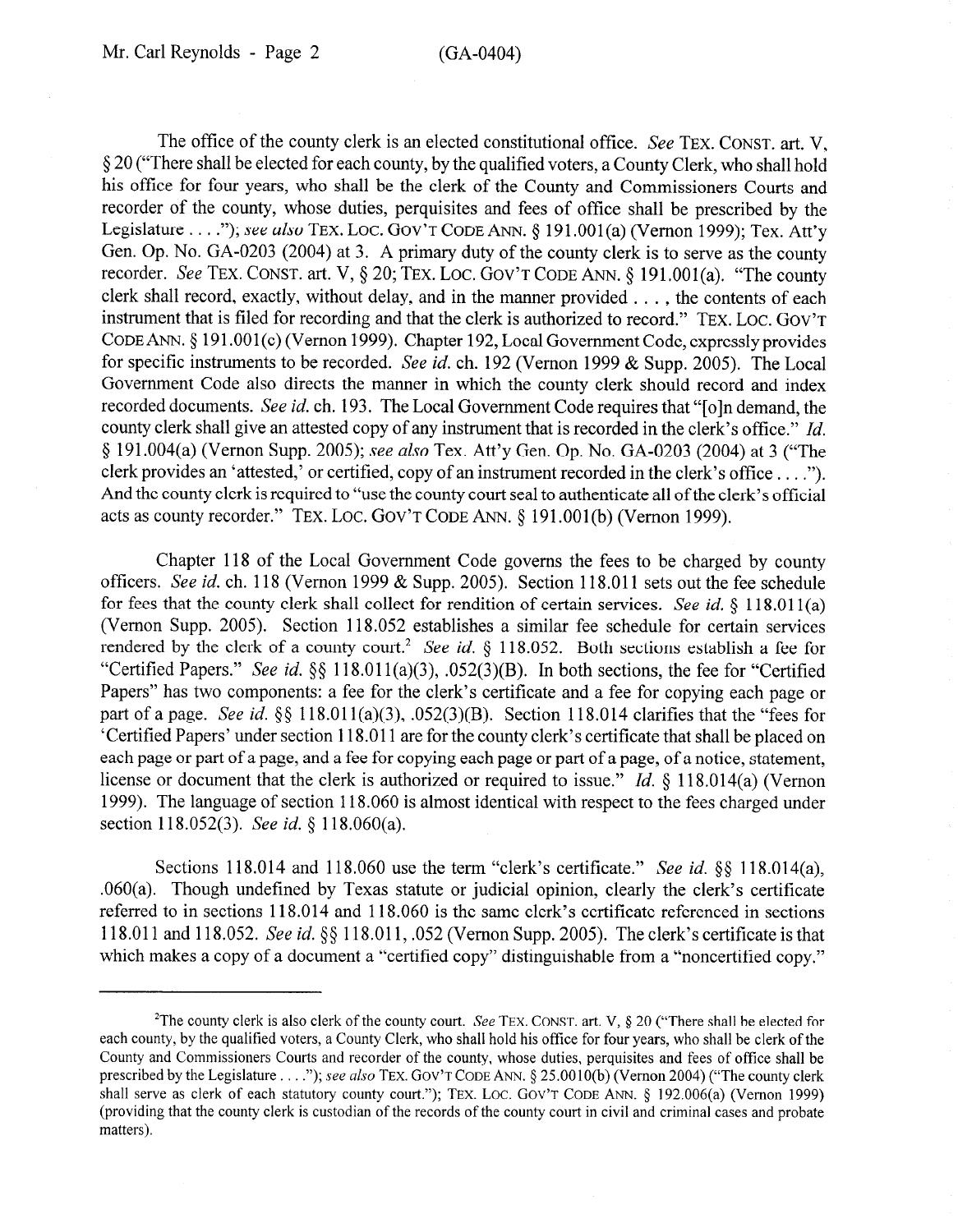The office of the county clerk is an elected constitutional office. *See* TEX. CONST. art. V, § 20 ("There shall be elected for each county, by the qualified voters, a County Clerk, who shall hold his office for four years, who shall be the clerk of the County and Commissioners Courts and recorder of the county, whose duties, perquisites and fees of office shall be prescribed by the Legislature . . . ."); *see also* TEX. LOC. GOV'T CODE ANN. § 191.001(a) (Vernon 1999); Tex. Att'y Gen. Op. No. GA-0203 (2004) at 3. A primary duty of the county clerk is to serve as the county recorder. *See* TEX. CONST. art. V, § 20; TEX. LOC. GOV'T CODE ANN. § 191.001(a). "The county clerk shall record, exactly, without delay, and in the manner provided . . . , the contents of each instrument that is filed for recording and that the clerk is authorized to record." TEX. LOC. GOV'T CODE ANN. § 191.001(c) (Vernon 1999). Chapter 192, Local Government Code, expressly provides for specific instruments to be recorded. *See id.* ch. 192 (Vernon 1999 & Supp. 2005). The Local Government Code also directs the manner in which the county clerk should record and index recorded documents. *See id.* ch. 193. The Local Government Code requires that "[o]n demand, the county clerk shall give an attested copy of any instrument that is recorded in the clerk's office." *Id.* § 191.004(a) (Vernon Supp. 2005); *see also* Tex. Att'y Gen. Op. No. GA-0203 (2004) at 3 ("The clerk provides an 'attested,' or certified, copy of an instrument recorded in the clerk's office . . . ."). And the county clerk is required to "use the county court seal to authenticate all of the clerk's official acts as county recorder." TEX. LOC. GOV'T CODE ANN. § 191.001(b) (Vernon 1999).

Chapter 118 of the Local Government Code governs the fees to be charged by county officers. *See id.* ch. 118 (Vernon 1999 & Supp. 2005). Section 118.011 sets out the fee schedule for fees that the county clerk shall collect for rendition of certain services. *See id.* § 118.011(a) (Vernon Supp. 2005). Section 118.052 establishes a similar fee schedule for certain services rendered by the clerk of a county court.[2] *See id.* § 118.052. Both sections establish a fee for "Certified Papers." *See id.* §§ 118.011(a)(3), .052(3)(B). In both sections, the fee for "Certified Papers" has two components: a fee for the clerk's certificate and a fee for copying each page or part of a page. *See id.* §§ 118.011(a)(3), .052(3)(B). Section 118.014 clarifies that the "fees for 'Certified Papers' under section 118.011 are for the county clerk's certificate that shall be placed on each page or part of a page, and a fee for copying each page or part of a page, of a notice, statement, license or document that the clerk is authorized or required to issue." *Id.* § 118.014(a) (Vernon 1999). The language of section 118.060 is almost identical with respect to the fees charged under section 118.052(3). *See id.* § 118.060(a).

Sections 118.014 and 118.060 use the term "clerk's certificate." *See id.* §§ 118.014(a), .060(a). Though undefined by Texas statute or judicial opinion, clearly the clerk's certificate referred to in sections 118.014 and 118.060 is the same clerk's certificate referenced in sections 118.011 and 118.052. *See id.* §§ 118.011, .052 (Vernon Supp. 2005). The clerk's certificate is that which makes a copy of a document a "certified copy" distinguishable from a "noncertified copy."

---

[2]The county clerk is also clerk of the county court. *See* TEX. CONST. art. V, § 20 ("There shall be elected for each county, by the qualified voters, a County Clerk, who shall hold his office for four years, who shall be clerk of the County and Commissioners Courts and recorder of the county, whose duties, perquisites and fees of office shall be prescribed by the Legislature . . . ."); *see also* TEX. GOV'T CODE ANN. § 25.0010(b) (Vernon 2004) ("The county clerk shall serve as clerk of each statutory county court."); TEX. LOC. GOV'T CODE ANN. § 192.006(a) (Vernon 1999) (providing that the county clerk is custodian of the records of the county court in civil and criminal cases and probate matters).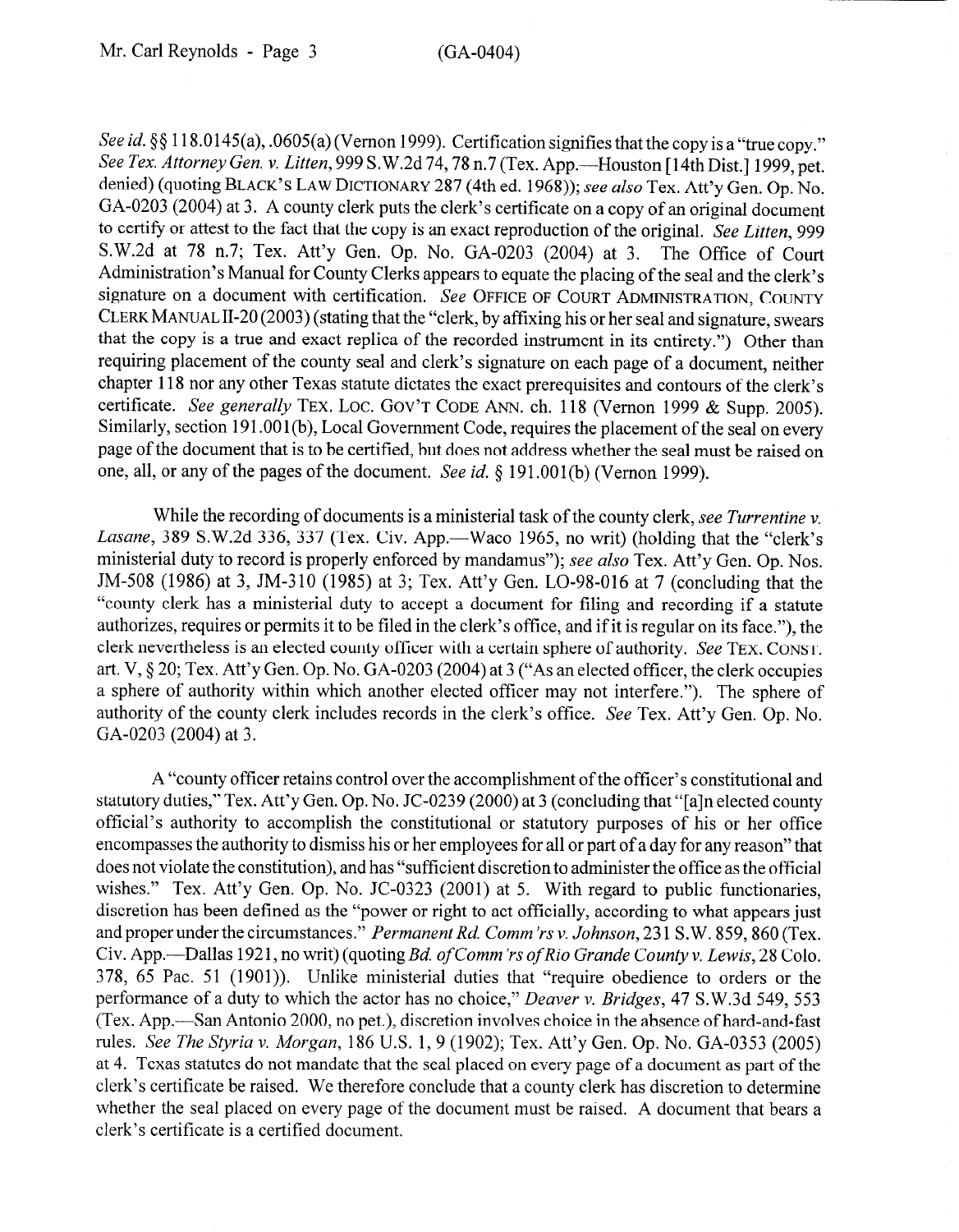*See id.* §§ 118.0145(a), .0605(a) (Vernon 1999). Certification signifies that the copy is a "true copy." *See Tex. Attorney Gen. v. Litten*, 999 S.W.2d 74, 78 n.7 (Tex. App.—Houston [14th Dist.] 1999, pet. denied) (quoting BLACK'S LAW DICTIONARY 287 (4th ed. 1968)); *see also* Tex. Att'y Gen. Op. No. GA-0203 (2004) at 3. A county clerk puts the clerk's certificate on a copy of an original document to certify or attest to the fact that the copy is an exact reproduction of the original. *See Litten*, 999 S.W.2d at 78 n.7; Tex. Att'y Gen. Op. No. GA-0203 (2004) at 3. The Office of Court Administration's Manual for County Clerks appears to equate the placing of the seal and the clerk's signature on a document with certification. *See* OFFICE OF COURT ADMINISTRATION, COUNTY CLERK MANUAL II-20 (2003) (stating that the "clerk, by affixing his or her seal and signature, swears that the copy is a true and exact replica of the recorded instrument in its entirety.") Other than requiring placement of the county seal and clerk's signature on each page of a document, neither chapter 118 nor any other Texas statute dictates the exact prerequisites and contours of the clerk's certificate. *See generally* TEX. LOC. GOV'T CODE ANN. ch. 118 (Vernon 1999 & Supp. 2005). Similarly, section 191.001(b), Local Government Code, requires the placement of the seal on every page of the document that is to be certified, but does not address whether the seal must be raised on one, all, or any of the pages of the document. *See id.* § 191.001(b) (Vernon 1999).

While the recording of documents is a ministerial task of the county clerk, *see Turrentine v. Lasane*, 389 S.W.2d 336, 337 (Tex. Civ. App.—Waco 1965, no writ) (holding that the "clerk's ministerial duty to record is properly enforced by mandamus"); *see also* Tex. Att'y Gen. Op. Nos. JM-508 (1986) at 3, JM-310 (1985) at 3; Tex. Att'y Gen. LO-98-016 at 7 (concluding that the "county clerk has a ministerial duty to accept a document for filing and recording if a statute authorizes, requires or permits it to be filed in the clerk's office, and if it is regular on its face."), the clerk nevertheless is an elected county officer with a certain sphere of authority. *See* TEX. CONST. art. V, § 20; Tex. Att'y Gen. Op. No. GA-0203 (2004) at 3 ("As an elected officer, the clerk occupies a sphere of authority within which another elected officer may not interfere."). The sphere of authority of the county clerk includes records in the clerk's office. *See* Tex. Att'y Gen. Op. No. GA-0203 (2004) at 3.

A "county officer retains control over the accomplishment of the officer's constitutional and statutory duties," Tex. Att'y Gen. Op. No. JC-0239 (2000) at 3 (concluding that "[a]n elected county official's authority to accomplish the constitutional or statutory purposes of his or her office encompasses the authority to dismiss his or her employees for all or part of a day for any reason" that does not violate the constitution), and has "sufficient discretion to administer the office as the official wishes." Tex. Att'y Gen. Op. No. JC-0323 (2001) at 5. With regard to public functionaries, discretion has been defined as the "power or right to act officially, according to what appears just and proper under the circumstances." *Permanent Rd. Comm'rs v. Johnson*, 231 S.W. 859, 860 (Tex. Civ. App.—Dallas 1921, no writ) (quoting *Bd. of Comm'rs of Rio Grande County v. Lewis*, 28 Colo. 378, 65 Pac. 51 (1901)). Unlike ministerial duties that "require obedience to orders or the performance of a duty to which the actor has no choice," *Deaver v. Bridges*, 47 S.W.3d 549, 553 (Tex. App.—San Antonio 2000, no pet.), discretion involves choice in the absence of hard-and-fast rules. *See The Styria v. Morgan*, 186 U.S. 1, 9 (1902); Tex. Att'y Gen. Op. No. GA-0353 (2005) at 4. Texas statutes do not mandate that the seal placed on every page of a document as part of the clerk's certificate be raised. We therefore conclude that a county clerk has discretion to determine whether the seal placed on every page of the document must be raised. A document that bears a clerk's certificate is a certified document.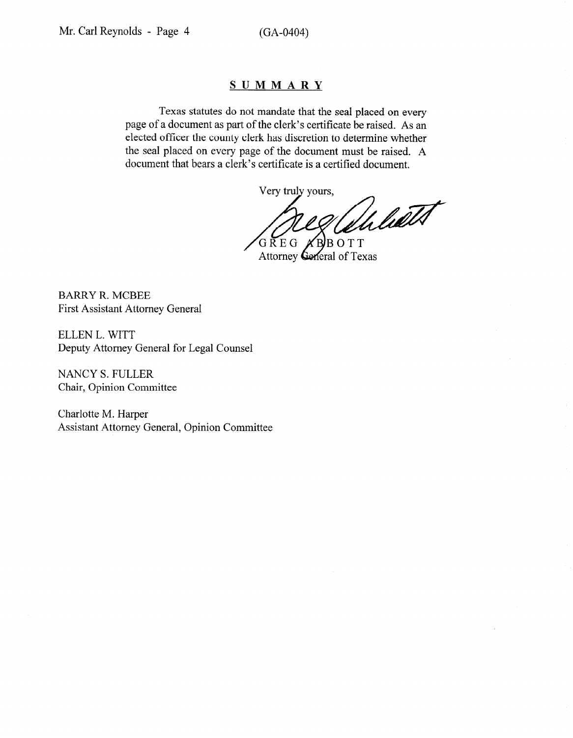## SUMMARY

Texas statutes do not mandate that the seal placed on every page of a document as part of the clerk's certificate be raised. As an elected officer the county clerk has discretion to determine whether the seal placed on every page of the document must be raised. A document that bears a clerk's certificate is a certified document.

Very truly yours,

GREG ABBOTT
Attorney General of Texas

BARRY R. MCBEE
First Assistant Attorney General

ELLEN L. WITT
Deputy Attorney General for Legal Counsel

NANCY S. FULLER
Chair, Opinion Committee

Charlotte M. Harper
Assistant Attorney General, Opinion Committee